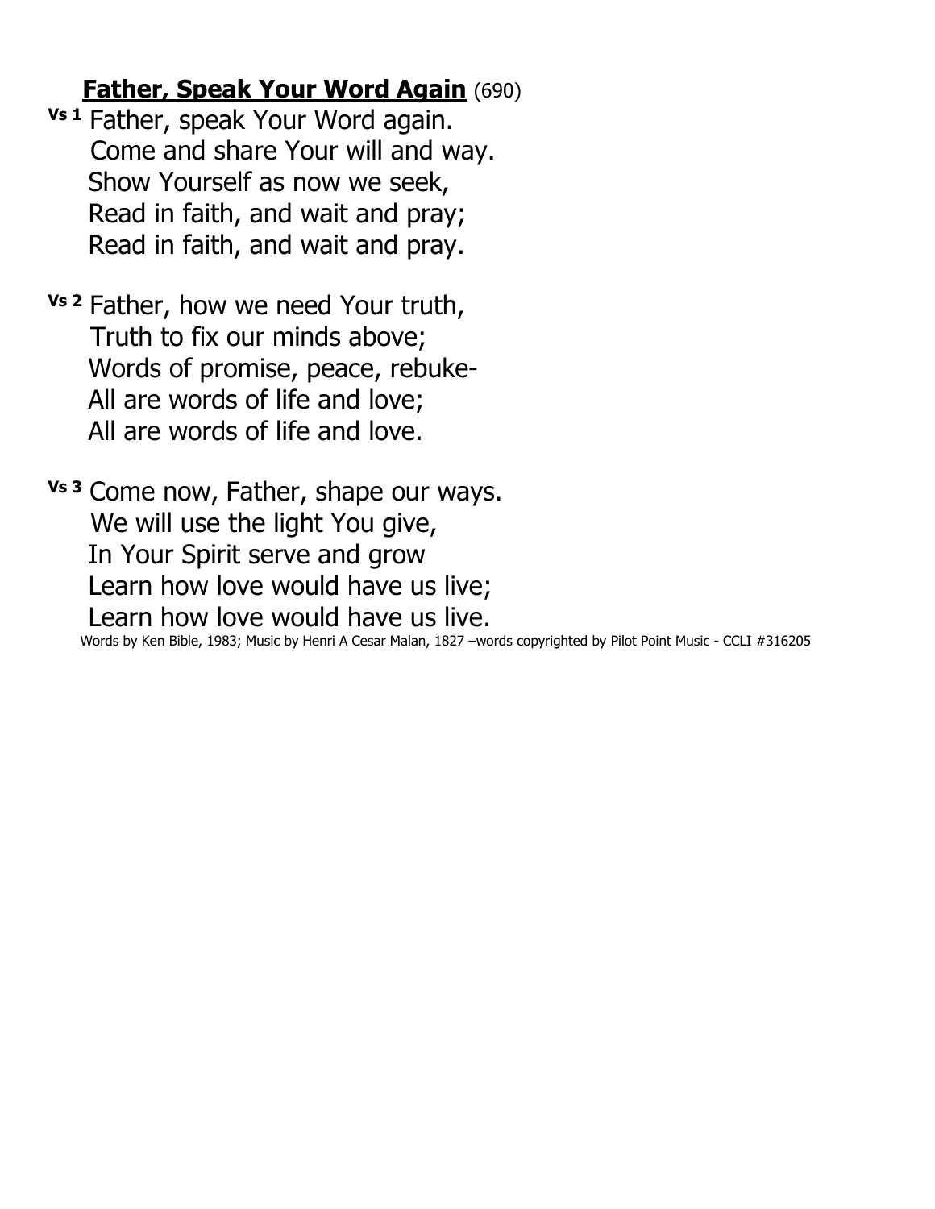## **Father, Speak Your Word Again** (690)

**Vs 1** Father, speak Your Word again.
Come and share Your will and way.
Show Yourself as now we seek,
Read in faith, and wait and pray;
Read in faith, and wait and pray.

**Vs 2** Father, how we need Your truth,
Truth to fix our minds above;
Words of promise, peace, rebuke-
All are words of life and love;
All are words of life and love.

**Vs 3** Come now, Father, shape our ways.
We will use the light You give,
In Your Spirit serve and grow
Learn how love would have us live;
Learn how love would have us live.

Words by Ken Bible, 1983; Music by Henri A Cesar Malan, 1827 –words copyrighted by Pilot Point Music - CCLI #316205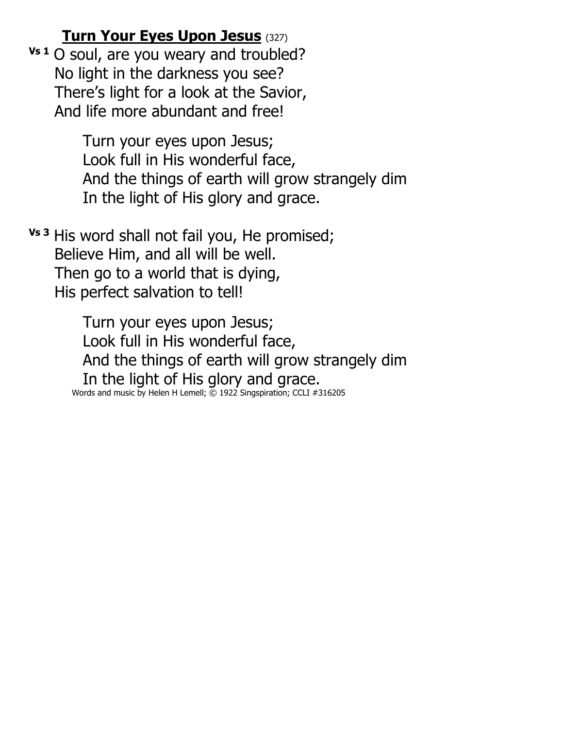**Turn Your Eyes Upon Jesus** (327)

**Vs 1** O soul, are you weary and troubled?
No light in the darkness you see?
There's light for a look at the Savior,
And life more abundant and free!

Turn your eyes upon Jesus;
Look full in His wonderful face,
And the things of earth will grow strangely dim
In the light of His glory and grace.

**Vs 3** His word shall not fail you, He promised;
Believe Him, and all will be well.
Then go to a world that is dying,
His perfect salvation to tell!

Turn your eyes upon Jesus;
Look full in His wonderful face,
And the things of earth will grow strangely dim
In the light of His glory and grace.

Words and music by Helen H Lemell; © 1922 Singspiration; CCLI #316205